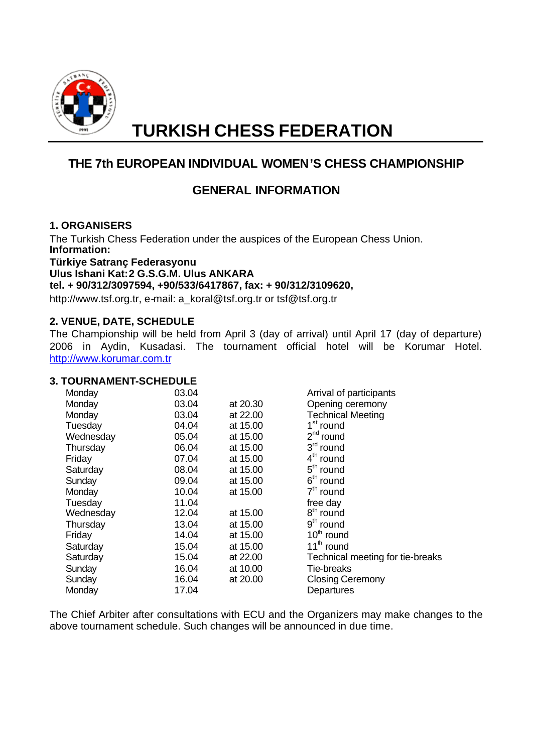# TURKISH CHESS FEDERATION

## THE 7th EUROPEAN INDIVIDUAL WOMEN'S CHESS CHAMPIONSHIP

## GENERAL INFORMATION

### 1. ORGANISERS

The Turkish Chess Federation under the auspices of the European Chess Union.
**Information:**
**Türkiye Satranç Federasyonu**
**Ulus Ishani Kat:2 G.S.G.M. Ulus ANKARA**
**tel. + 90/312/3097594, +90/533/6417867, fax: + 90/312/3109620,**
http://www.tsf.org.tr, e-mail: a_koral@tsf.org.tr or tsf@tsf.org.tr

### 2. VENUE, DATE, SCHEDULE

The Championship will be held from April 3 (day of arrival) until April 17 (day of departure) 2006 in Aydin, Kusadasi. The tournament official hotel will be Korumar Hotel. http://www.korumar.com.tr

### 3. TOURNAMENT-SCHEDULE

| | | | |
|---|---|---|---|
| Monday | 03.04 | | Arrival of participants |
| Monday | 03.04 | at 20.30 | Opening ceremony |
| Monday | 03.04 | at 22.00 | Technical Meeting |
| Tuesday | 04.04 | at 15.00 | 1st round |
| Wednesday | 05.04 | at 15.00 | 2nd round |
| Thursday | 06.04 | at 15.00 | 3rd round |
| Friday | 07.04 | at 15.00 | 4th round |
| Saturday | 08.04 | at 15.00 | 5th round |
| Sunday | 09.04 | at 15.00 | 6th round |
| Monday | 10.04 | at 15.00 | 7th round |
| Tuesday | 11.04 | | free day |
| Wednesday | 12.04 | at 15.00 | 8th round |
| Thursday | 13.04 | at 15.00 | 9th round |
| Friday | 14.04 | at 15.00 | 10th round |
| Saturday | 15.04 | at 15.00 | 11th round |
| Saturday | 15.04 | at 22.00 | Technical meeting for tie-breaks |
| Sunday | 16.04 | at 10.00 | Tie-breaks |
| Sunday | 16.04 | at 20.00 | Closing Ceremony |
| Monday | 17.04 | | Departures |

The Chief Arbiter after consultations with ECU and the Organizers may make changes to the above tournament schedule. Such changes will be announced in due time.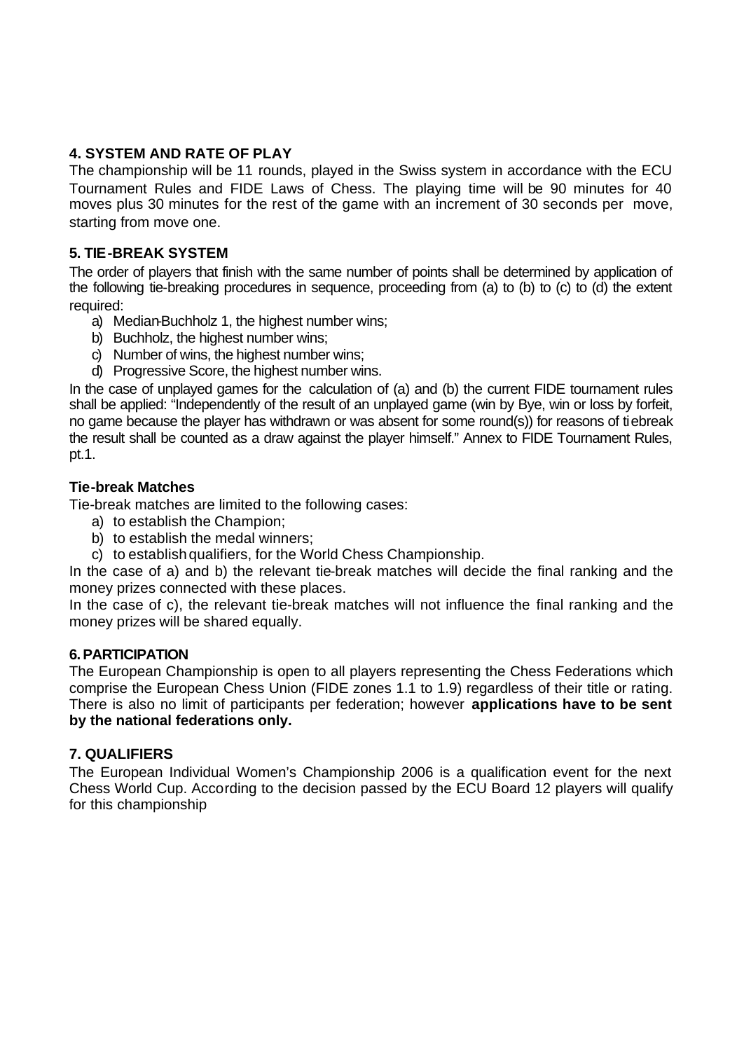## 4. SYSTEM AND RATE OF PLAY

The championship will be 11 rounds, played in the Swiss system in accordance with the ECU Tournament Rules and FIDE Laws of Chess. The playing time will be 90 minutes for 40 moves plus 30 minutes for the rest of the game with an increment of 30 seconds per move, starting from move one.

## 5. TIE-BREAK SYSTEM

The order of players that finish with the same number of points shall be determined by application of the following tie-breaking procedures in sequence, proceeding from (a) to (b) to (c) to (d) the extent required:

a) Median-Buchholz 1, the highest number wins;
b) Buchholz, the highest number wins;
c) Number of wins, the highest number wins;
d) Progressive Score, the highest number wins.

In the case of unplayed games for the calculation of (a) and (b) the current FIDE tournament rules shall be applied: "Independently of the result of an unplayed game (win by Bye, win or loss by forfeit, no game because the player has withdrawn or was absent for some round(s)) for reasons of tiebreak the result shall be counted as a draw against the player himself." Annex to FIDE Tournament Rules, pt.1.

### Tie-break Matches

Tie-break matches are limited to the following cases:

a) to establish the Champion;
b) to establish the medal winners;
c) to establish qualifiers, for the World Chess Championship.

In the case of a) and b) the relevant tie-break matches will decide the final ranking and the money prizes connected with these places.

In the case of c), the relevant tie-break matches will not influence the final ranking and the money prizes will be shared equally.

## 6. PARTICIPATION

The European Championship is open to all players representing the Chess Federations which comprise the European Chess Union (FIDE zones 1.1 to 1.9) regardless of their title or rating. There is also no limit of participants per federation; however **applications have to be sent by the national federations only.**

## 7. QUALIFIERS

The European Individual Women's Championship 2006 is a qualification event for the next Chess World Cup. According to the decision passed by the ECU Board 12 players will qualify for this championship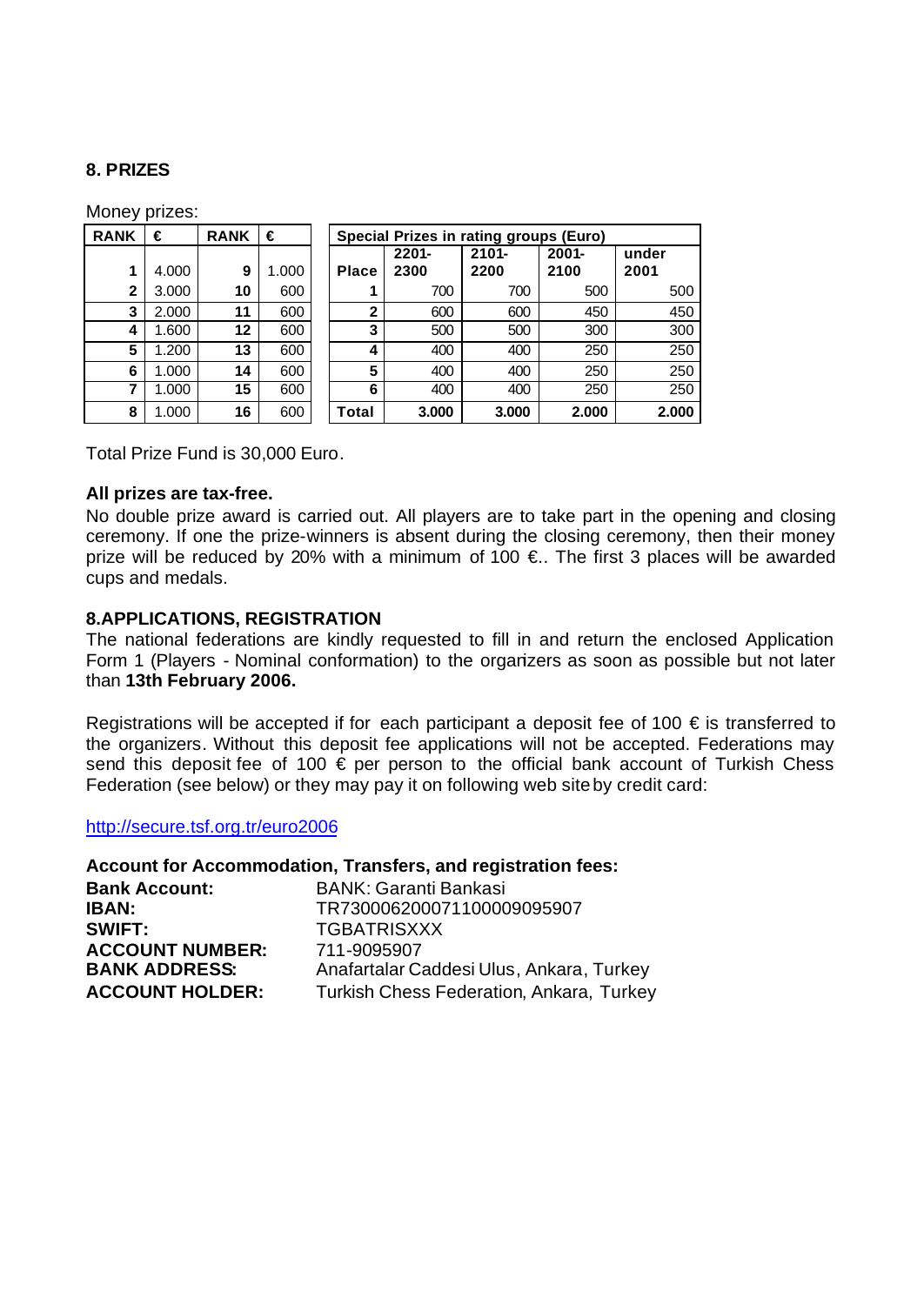## 8. PRIZES

Money prizes:

| RANK | € | RANK | € |
|---|---|---|---|
| 1 | 4.000 | 9 | 1.000 |
| 2 | 3.000 | 10 | 600 |
| 3 | 2.000 | 11 | 600 |
| 4 | 1.600 | 12 | 600 |
| 5 | 1.200 | 13 | 600 |
| 6 | 1.000 | 14 | 600 |
| 7 | 1.000 | 15 | 600 |
| 8 | 1.000 | 16 | 600 |

| Special Prizes in rating groups (Euro) | | | | |
|---|---|---|---|---|
| Place | 2201-2300 | 2101-2200 | 2001-2100 | under 2001 |
| 1 | 700 | 700 | 500 | 500 |
| 2 | 600 | 600 | 450 | 450 |
| 3 | 500 | 500 | 300 | 300 |
| 4 | 400 | 400 | 250 | 250 |
| 5 | 400 | 400 | 250 | 250 |
| 6 | 400 | 400 | 250 | 250 |
| **Total** | **3.000** | **3.000** | **2.000** | **2.000** |

Total Prize Fund is 30,000 Euro.

**All prizes are tax-free.**

No double prize award is carried out. All players are to take part in the opening and closing ceremony. If one the prize-winners is absent during the closing ceremony, then their money prize will be reduced by 20% with a minimum of 100 €.. The first 3 places will be awarded cups and medals.

## 8.APPLICATIONS, REGISTRATION

The national federations are kindly requested to fill in and return the enclosed Application Form 1 (Players - Nominal conformation) to the organizers as soon as possible but not later than **13th February 2006.**

Registrations will be accepted if for each participant a deposit fee of 100 € is transferred to the organizers. Without this deposit fee applications will not be accepted. Federations may send this deposit fee of 100 € per person to the official bank account of Turkish Chess Federation (see below) or they may pay it on following web site by credit card:

http://secure.tsf.org.tr/euro2006

**Account for Accommodation, Transfers, and registration fees:**

| | |
|---|---|
| **Bank Account:** | BANK: Garanti Bankasi |
| **IBAN:** | TR730006200071100009095907 |
| **SWIFT:** | TGBATRISXXX |
| **ACCOUNT NUMBER:** | 711-9095907 |
| **BANK ADDRESS:** | Anafartalar Caddesi Ulus, Ankara, Turkey |
| **ACCOUNT HOLDER:** | Turkish Chess Federation, Ankara, Turkey |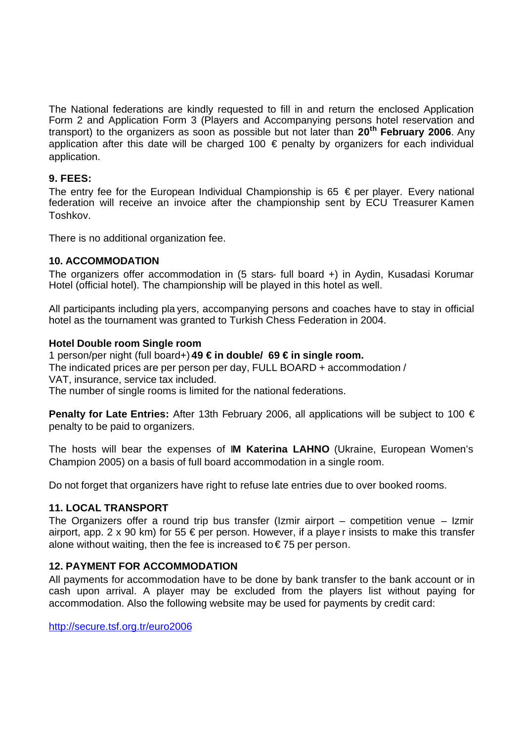The National federations are kindly requested to fill in and return the enclosed Application Form 2 and Application Form 3 (Players and Accompanying persons hotel reservation and transport) to the organizers as soon as possible but not later than **20th February 2006**. Any application after this date will be charged 100 € penalty by organizers for each individual application.

### 9. FEES:

The entry fee for the European Individual Championship is 65 € per player. Every national federation will receive an invoice after the championship sent by ECU Treasurer Kamen Toshkov.

There is no additional organization fee.

### 10. ACCOMMODATION

The organizers offer accommodation in (5 stars- full board +) in Aydin, Kusadasi Korumar Hotel (official hotel). The championship will be played in this hotel as well.

All participants including players, accompanying persons and coaches have to stay in official hotel as the tournament was granted to Turkish Chess Federation in 2004.

**Hotel Double room Single room**

1 person/per night (full board+) **49 € in double/ 69 € in single room.**
The indicated prices are per person per day, FULL BOARD + accommodation /
VAT, insurance, service tax included.
The number of single rooms is limited for the national federations.

**Penalty for Late Entries:** After 13th February 2006, all applications will be subject to 100 € penalty to be paid to organizers.

The hosts will bear the expenses of **IM Katerina LAHNO** (Ukraine, European Women's Champion 2005) on a basis of full board accommodation in a single room.

Do not forget that organizers have right to refuse late entries due to over booked rooms.

### 11. LOCAL TRANSPORT

The Organizers offer a round trip bus transfer (Izmir airport – competition venue – Izmir airport, app. 2 x 90 km) for 55 € per person. However, if a player insists to make this transfer alone without waiting, then the fee is increased to € 75 per person.

### 12. PAYMENT FOR ACCOMMODATION

All payments for accommodation have to be done by bank transfer to the bank account or in cash upon arrival. A player may be excluded from the players list without paying for accommodation. Also the following website may be used for payments by credit card:

http://secure.tsf.org.tr/euro2006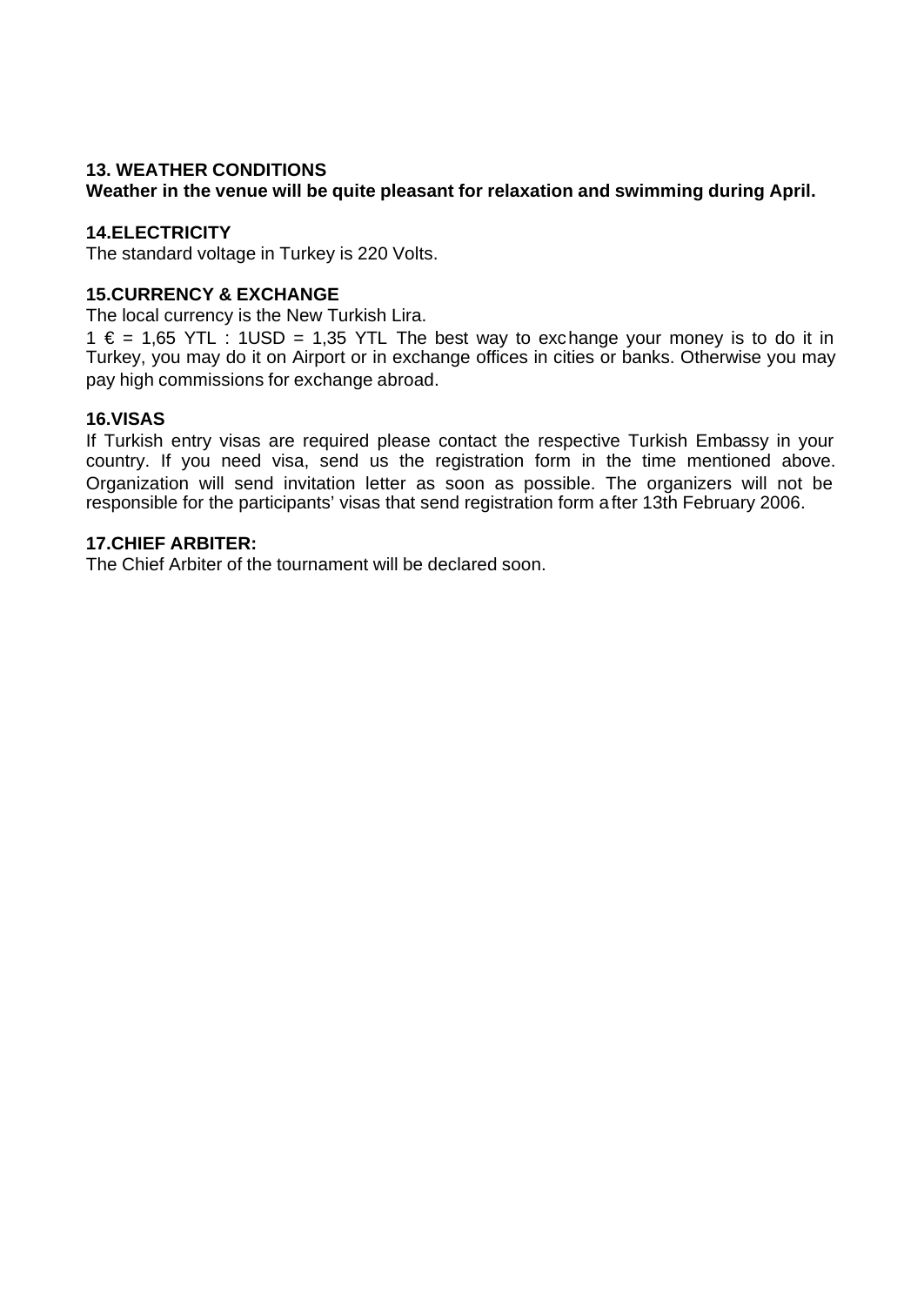**13. WEATHER CONDITIONS**

**Weather in the venue will be quite pleasant for relaxation and swimming during April.**

**14.ELECTRICITY**

The standard voltage in Turkey is 220 Volts.

**15.CURRENCY & EXCHANGE**

The local currency is the New Turkish Lira.

1 € = 1,65 YTL : 1USD = 1,35 YTL The best way to exchange your money is to do it in Turkey, you may do it on Airport or in exchange offices in cities or banks. Otherwise you may pay high commissions for exchange abroad.

**16.VISAS**

If Turkish entry visas are required please contact the respective Turkish Embassy in your country. If you need visa, send us the registration form in the time mentioned above. Organization will send invitation letter as soon as possible. The organizers will not be responsible for the participants' visas that send registration form after 13th February 2006.

**17.CHIEF ARBITER:**

The Chief Arbiter of the tournament will be declared soon.